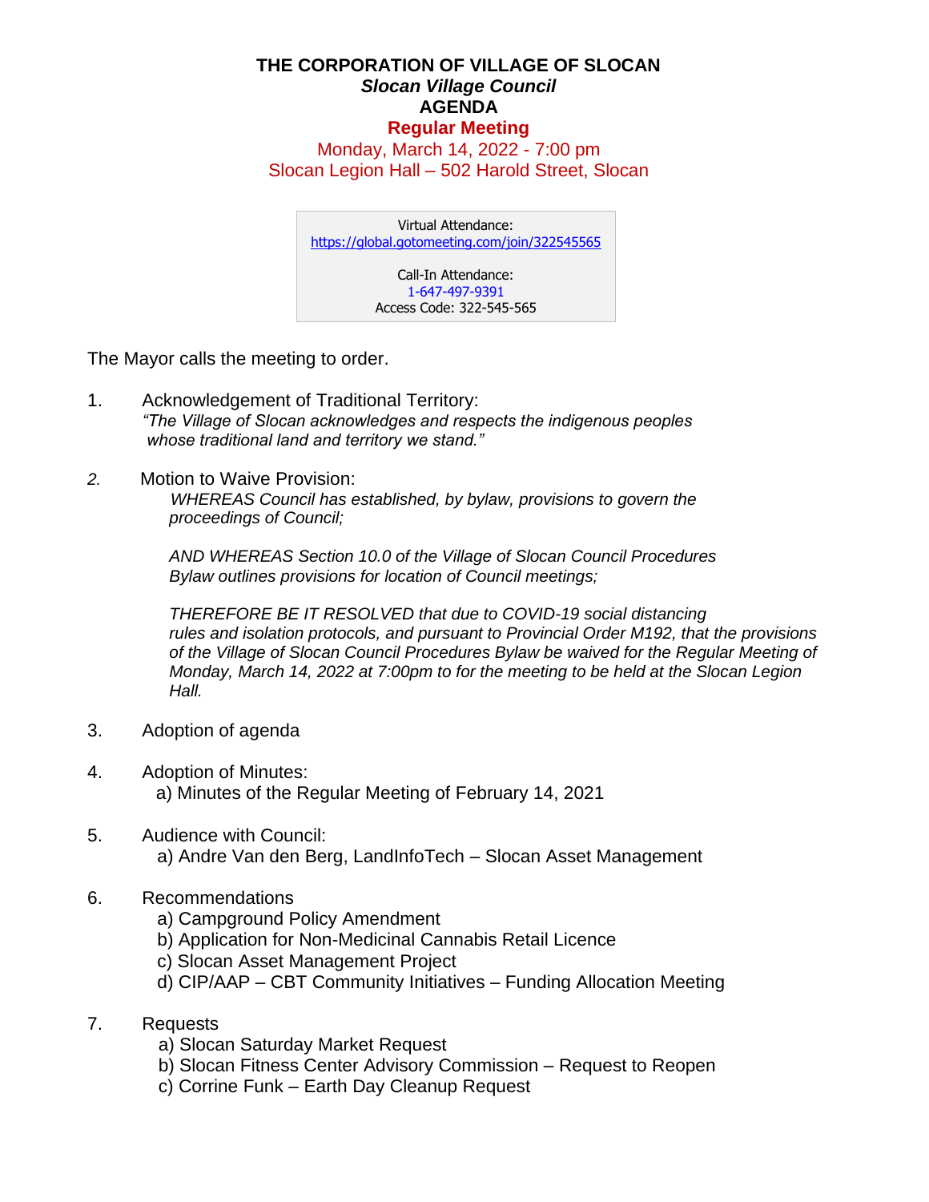# THE CORPORATION OF VILLAGE OF SLOCAN

***Slocan Village Council***

**AGENDA**

**Regular Meeting**

Monday, March 14, 2022 - 7:00 pm

Slocan Legion Hall – 502 Harold Street, Slocan

> Virtual Attendance:
> https://global.gotomeeting.com/join/322545565
>
> Call-In Attendance:
> 1-647-497-9391
> Access Code: 322-545-565

The Mayor calls the meeting to order.

1. Acknowledgement of Traditional Territory:
   *"The Village of Slocan acknowledges and respects the indigenous peoples whose traditional land and territory we stand."*

2. Motion to Waive Provision:
   *WHEREAS Council has established, by bylaw, provisions to govern the proceedings of Council;*

   *AND WHEREAS Section 10.0 of the Village of Slocan Council Procedures Bylaw outlines provisions for location of Council meetings;*

   *THEREFORE BE IT RESOLVED that due to COVID-19 social distancing rules and isolation protocols, and pursuant to Provincial Order M192, that the provisions of the Village of Slocan Council Procedures Bylaw be waived for the Regular Meeting of Monday, March 14, 2022 at 7:00pm to for the meeting to be held at the Slocan Legion Hall.*

3. Adoption of agenda

4. Adoption of Minutes:
   a) Minutes of the Regular Meeting of February 14, 2021

5. Audience with Council:
   a) Andre Van den Berg, LandInfoTech – Slocan Asset Management

6. Recommendations
   a) Campground Policy Amendment
   b) Application for Non-Medicinal Cannabis Retail Licence
   c) Slocan Asset Management Project
   d) CIP/AAP – CBT Community Initiatives – Funding Allocation Meeting

7. Requests
   a) Slocan Saturday Market Request
   b) Slocan Fitness Center Advisory Commission – Request to Reopen
   c) Corrine Funk – Earth Day Cleanup Request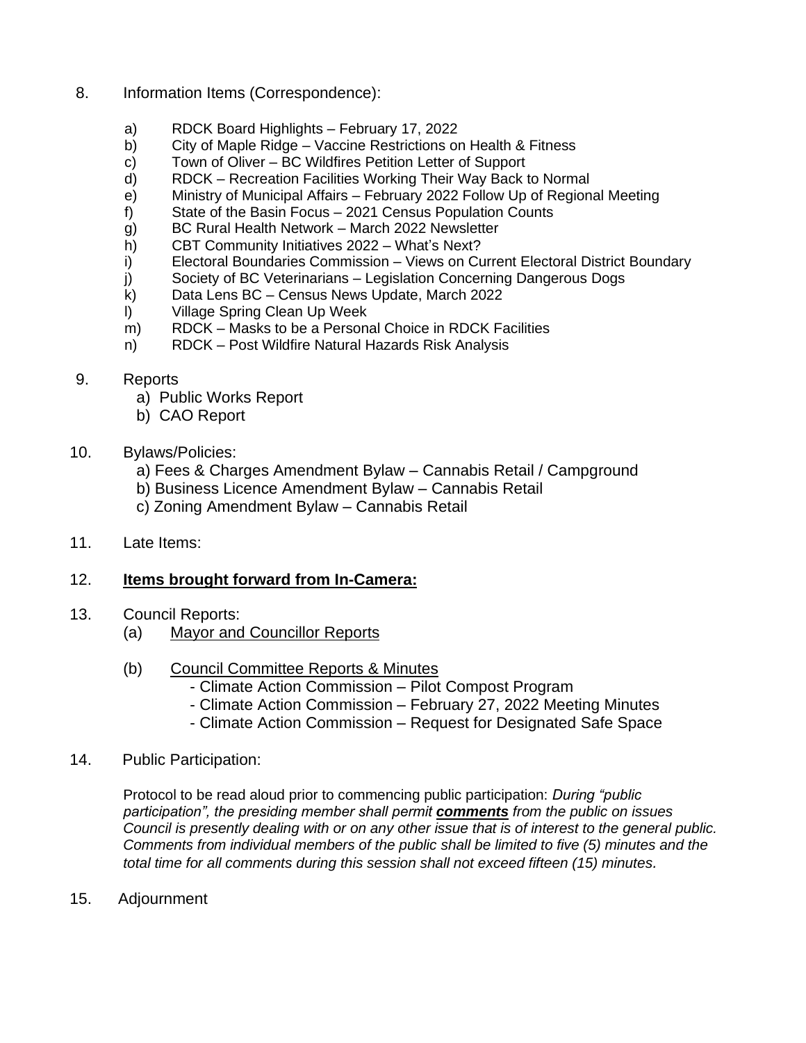8. Information Items (Correspondence):

   a) RDCK Board Highlights – February 17, 2022
   b) City of Maple Ridge – Vaccine Restrictions on Health & Fitness
   c) Town of Oliver – BC Wildfires Petition Letter of Support
   d) RDCK – Recreation Facilities Working Their Way Back to Normal
   e) Ministry of Municipal Affairs – February 2022 Follow Up of Regional Meeting
   f) State of the Basin Focus – 2021 Census Population Counts
   g) BC Rural Health Network – March 2022 Newsletter
   h) CBT Community Initiatives 2022 – What's Next?
   i) Electoral Boundaries Commission – Views on Current Electoral District Boundary
   j) Society of BC Veterinarians – Legislation Concerning Dangerous Dogs
   k) Data Lens BC – Census News Update, March 2022
   l) Village Spring Clean Up Week
   m) RDCK – Masks to be a Personal Choice in RDCK Facilities
   n) RDCK – Post Wildfire Natural Hazards Risk Analysis

9. Reports
   a) Public Works Report
   b) CAO Report

10. Bylaws/Policies:
    a) Fees & Charges Amendment Bylaw – Cannabis Retail / Campground
    b) Business Licence Amendment Bylaw – Cannabis Retail
    c) Zoning Amendment Bylaw – Cannabis Retail

11. Late Items:

12. **Items brought forward from In-Camera:**

13. Council Reports:
    (a) Mayor and Councillor Reports

    (b) Council Committee Reports & Minutes
    - Climate Action Commission – Pilot Compost Program
    - Climate Action Commission – February 27, 2022 Meeting Minutes
    - Climate Action Commission – Request for Designated Safe Space

14. Public Participation:

    Protocol to be read aloud prior to commencing public participation: *During "public participation", the presiding member shall permit **comments** from the public on issues Council is presently dealing with or on any other issue that is of interest to the general public. Comments from individual members of the public shall be limited to five (5) minutes and the total time for all comments during this session shall not exceed fifteen (15) minutes.*

15. Adjournment